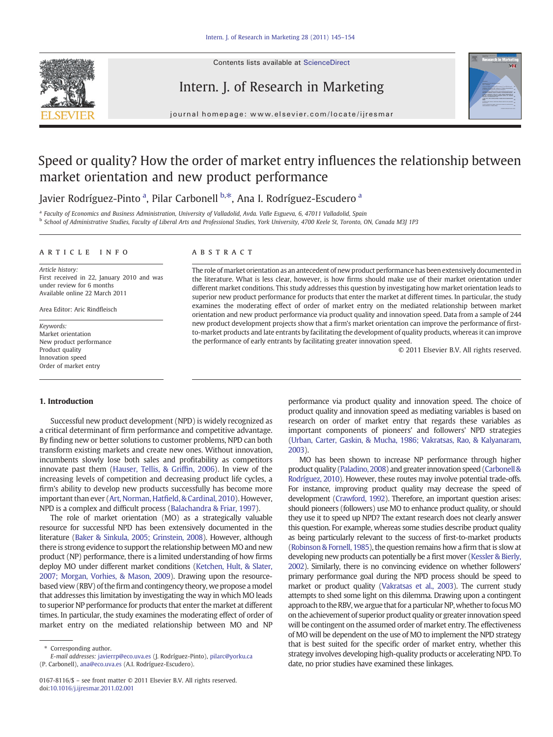# Speed or quality? How the order of market entry influences the relationship between market orientation and new product performance

Javier Rodríguez-Pinto [a], Pilar Carbonell [b,*], Ana I. Rodríguez-Escudero [a]

[a] Faculty of Economics and Business Administration, University of Valladolid, Avda. Valle Esgueva, 6, 47011 Valladolid, Spain
[b] School of Administrative Studies, Faculty of Liberal Arts and Professional Studies, York University, 4700 Keele St, Toronto, ON, Canada M3J 1P3

## ARTICLE INFO

*Article history:*
First received in 22, January 2010 and was under review for 6 months
Available online 22 March 2011

Area Editor: Aric Rindfleisch

*Keywords:*
Market orientation
New product performance
Product quality
Innovation speed
Order of market entry

## ABSTRACT

The role of market orientation as an antecedent of new product performance has been extensively documented in the literature. What is less clear, however, is how firms should make use of their market orientation under different market conditions. This study addresses this question by investigating how market orientation leads to superior new product performance for products that enter the market at different times. In particular, the study examines the moderating effect of order of market entry on the mediated relationship between market orientation and new product performance via product quality and innovation speed. Data from a sample of 244 new product development projects show that a firm's market orientation can improve the performance of first-to-market products and late entrants by facilitating the development of quality products, whereas it can improve the performance of early entrants by facilitating greater innovation speed.

© 2011 Elsevier B.V. All rights reserved.

## 1. Introduction

Successful new product development (NPD) is widely recognized as a critical determinant of firm performance and competitive advantage. By finding new or better solutions to customer problems, NPD can both transform existing markets and create new ones. Without innovation, incumbents slowly lose both sales and profitability as competitors innovate past them (Hauser, Tellis, & Griffin, 2006). In view of the increasing levels of competition and decreasing product life cycles, a firm's ability to develop new products successfully has become more important than ever (Art, Norman, Hatfield, & Cardinal, 2010). However, NPD is a complex and difficult process (Balachandra & Friar, 1997).

The role of market orientation (MO) as a strategically valuable resource for successful NPD has been extensively documented in the literature (Baker & Sinkula, 2005; Grinstein, 2008). However, although there is strong evidence to support the relationship between MO and new product (NP) performance, there is a limited understanding of how firms deploy MO under different market conditions (Ketchen, Hult, & Slater, 2007; Morgan, Vorhies, & Mason, 2009). Drawing upon the resource-based view (RBV) of the firm and contingency theory, we propose a model that addresses this limitation by investigating the way in which MO leads to superior NP performance for products that enter the market at different times. In particular, the study examines the moderating effect of order of market entry on the mediated relationship between MO and NP performance via product quality and innovation speed. The choice of product quality and innovation speed as mediating variables is based on research on order of market entry that regards these variables as important components of pioneers' and followers' NPD strategies (Urban, Carter, Gaskin, & Mucha, 1986; Vakratsas, Rao, & Kalyanaram, 2003).

MO has been shown to increase NP performance through higher product quality (Paladino, 2008) and greater innovation speed (Carbonell & Rodríguez, 2010). However, these routes may involve potential trade-offs. For instance, improving product quality may decrease the speed of development (Crawford, 1992). Therefore, an important question arises: should pioneers (followers) use MO to enhance product quality, or should they use it to speed up NPD? The extant research does not clearly answer this question. For example, whereas some studies describe product quality as being particularly relevant to the success of first-to-market products (Robinson & Fornell, 1985), the question remains how a firm that is slow at developing new products can potentially be a first mover (Kessler & Bierly, 2002). Similarly, there is no convincing evidence on whether followers' primary performance goal during the NPD process should be speed to market or product quality (Vakratsas et al., 2003). The current study attempts to shed some light on this dilemma. Drawing upon a contingent approach to the RBV, we argue that for a particular NP, whether to focus MO on the achievement of superior product quality or greater innovation speed will be contingent on the assumed order of market entry. The effectiveness of MO will be dependent on the use of MO to implement the NPD strategy that is best suited for the specific order of market entry, whether this strategy involves developing high-quality products or accelerating NPD. To date, no prior studies have examined these linkages.

\* Corresponding author.
*E-mail addresses:* javierrp@eco.uva.es (J. Rodríguez-Pinto), pilarc@yorku.ca (P. Carbonell), ana@eco.uva.es (A.I. Rodríguez-Escudero).

0167-8116/$ – see front matter © 2011 Elsevier B.V. All rights reserved.
doi:10.1016/j.ijresmar.2011.02.001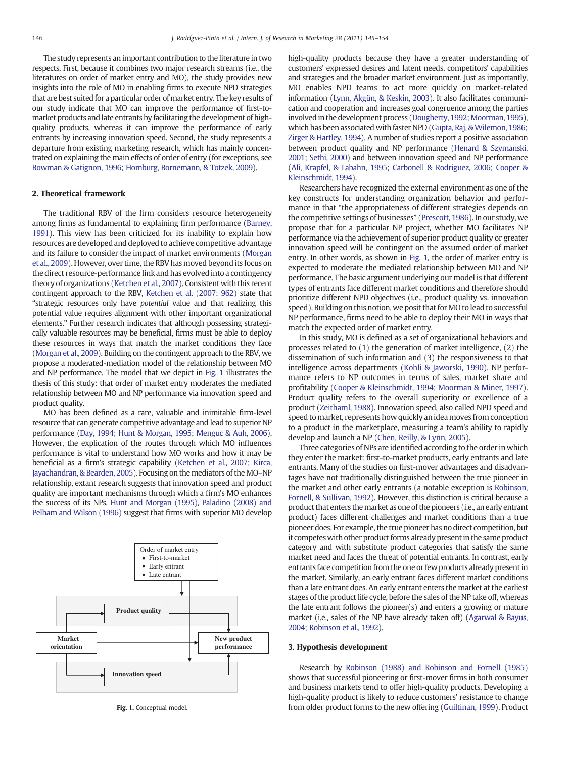The study represents an important contribution to the literature in two respects. First, because it combines two major research streams (i.e., the literatures on order of market entry and MO), the study provides new insights into the role of MO in enabling firms to execute NPD strategies that are best suited for a particular order of market entry. The key results of our study indicate that MO can improve the performance of first-to-market products and late entrants by facilitating the development of high-quality products, whereas it can improve the performance of early entrants by increasing innovation speed. Second, the study represents a departure from existing marketing research, which has mainly concentrated on explaining the main effects of order of entry (for exceptions, see Bowman & Gatignon, 1996; Homburg, Bornemann, & Totzek, 2009).

## 2. Theoretical framework

The traditional RBV of the firm considers resource heterogeneity among firms as fundamental to explaining firm performance (Barney, 1991). This view has been criticized for its inability to explain how resources are developed and deployed to achieve competitive advantage and its failure to consider the impact of market environments (Morgan et al., 2009). However, over time, the RBV has moved beyond its focus on the direct resource-performance link and has evolved into a contingency theory of organizations (Ketchen et al., 2007). Consistent with this recent contingent approach to the RBV, Ketchen et al. (2007: 962) state that "strategic resources only have *potential* value and that realizing this potential value requires alignment with other important organizational elements." Further research indicates that although possessing strategically valuable resources may be beneficial, firms must be able to deploy these resources in ways that match the market conditions they face (Morgan et al., 2009). Building on the contingent approach to the RBV, we propose a moderated-mediation model of the relationship between MO and NP performance. The model that we depict in Fig. 1 illustrates the thesis of this study: that order of market entry moderates the mediated relationship between MO and NP performance via innovation speed and product quality.

MO has been defined as a rare, valuable and inimitable firm-level resource that can generate competitive advantage and lead to superior NP performance (Day, 1994; Hunt & Morgan, 1995; Menguc & Auh, 2006). However, the explication of the routes through which MO influences performance is vital to understand how MO works and how it may be beneficial as a firm's strategic capability (Ketchen et al., 2007; Kirca, Jayachandran, & Bearden, 2005). Focusing on the mediators of the MO–NP relationship, extant research suggests that innovation speed and product quality are important mechanisms through which a firm's MO enhances the success of its NPs. Hunt and Morgan (1995), Paladino (2008) and Pelham and Wilson (1996) suggest that firms with superior MO develop high-quality products because they have a greater understanding of customers' expressed desires and latent needs, competitors' capabilities and strategies and the broader market environment. Just as importantly, MO enables NPD teams to act more quickly on market-related information (Lynn, Akgün, & Keskin, 2003). It also facilitates communication and cooperation and increases goal congruence among the parties involved in the development process (Dougherty, 1992; Moorman, 1995), which has been associated with faster NPD (Gupta, Raj, & Wilemon, 1986; Zirger & Hartley, 1994). A number of studies report a positive association between product quality and NP performance (Henard & Szymanski, 2001; Sethi, 2000) and between innovation speed and NP performance (Ali, Krapfel, & Labahn, 1995; Carbonell & Rodriguez, 2006; Cooper & Kleinschmidt, 1994).

Order of market entry
- First-to-market
- Early entrant
- Late entrant

Product quality

Market orientation

New product performance

Innovation speed

Fig. 1. Conceptual model.

Researchers have recognized the external environment as one of the key constructs for understanding organization behavior and performance in that "the appropriateness of different strategies depends on the competitive settings of businesses" (Prescott, 1986). In our study, we propose that for a particular NP project, whether MO facilitates NP performance via the achievement of superior product quality or greater innovation speed will be contingent on the assumed order of market entry. In other words, as shown in Fig. 1, the order of market entry is expected to moderate the mediated relationship between MO and NP performance. The basic argument underlying our model is that different types of entrants face different market conditions and therefore should prioritize different NPD objectives (i.e., product quality vs. innovation speed). Building on this notion, we posit that for MO to lead to successful NP performance, firms need to be able to deploy their MO in ways that match the expected order of market entry.

In this study, MO is defined as a set of organizational behaviors and processes related to (1) the generation of market intelligence, (2) the dissemination of such information and (3) the responsiveness to that intelligence across departments (Kohli & Jaworski, 1990). NP performance refers to NP outcomes in terms of sales, market share and profitability (Cooper & Kleinschmidt, 1994; Moorman & Miner, 1997). Product quality refers to the overall superiority or excellence of a product (Zeithaml, 1988). Innovation speed, also called NPD speed and speed to market, represents how quickly an idea moves from conception to a product in the marketplace, measuring a team's ability to rapidly develop and launch a NP (Chen, Reilly, & Lynn, 2005).

Three categories of NPs are identified according to the order in which they enter the market: first-to-market products, early entrants and late entrants. Many of the studies on first-mover advantages and disadvantages have not traditionally distinguished between the true pioneer in the market and other early entrants (a notable exception is Robinson, Fornell, & Sullivan, 1992). However, this distinction is critical because a product that enters the market as one of the pioneers (i.e., an early entrant product) faces different challenges and market conditions than a true pioneer does. For example, the true pioneer has no direct competition, but it competes with other product forms already present in the same product category and with substitute product categories that satisfy the same market need and faces the threat of potential entrants. In contrast, early entrants face competition from the one or few products already present in the market. Similarly, an early entrant faces different market conditions than a late entrant does. An early entrant enters the market at the earliest stages of the product life cycle, before the sales of the NP take off, whereas the late entrant follows the pioneer(s) and enters a growing or mature market (i.e., sales of the NP have already taken off) (Agarwal & Bayus, 2004; Robinson et al., 1992).

## 3. Hypothesis development

Research by Robinson (1988) and Robinson and Fornell (1985) shows that successful pioneering or first-mover firms in both consumer and business markets tend to offer high-quality products. Developing a high-quality product is likely to reduce customers' resistance to change from older product forms to the new offering (Guiltinan, 1999). Product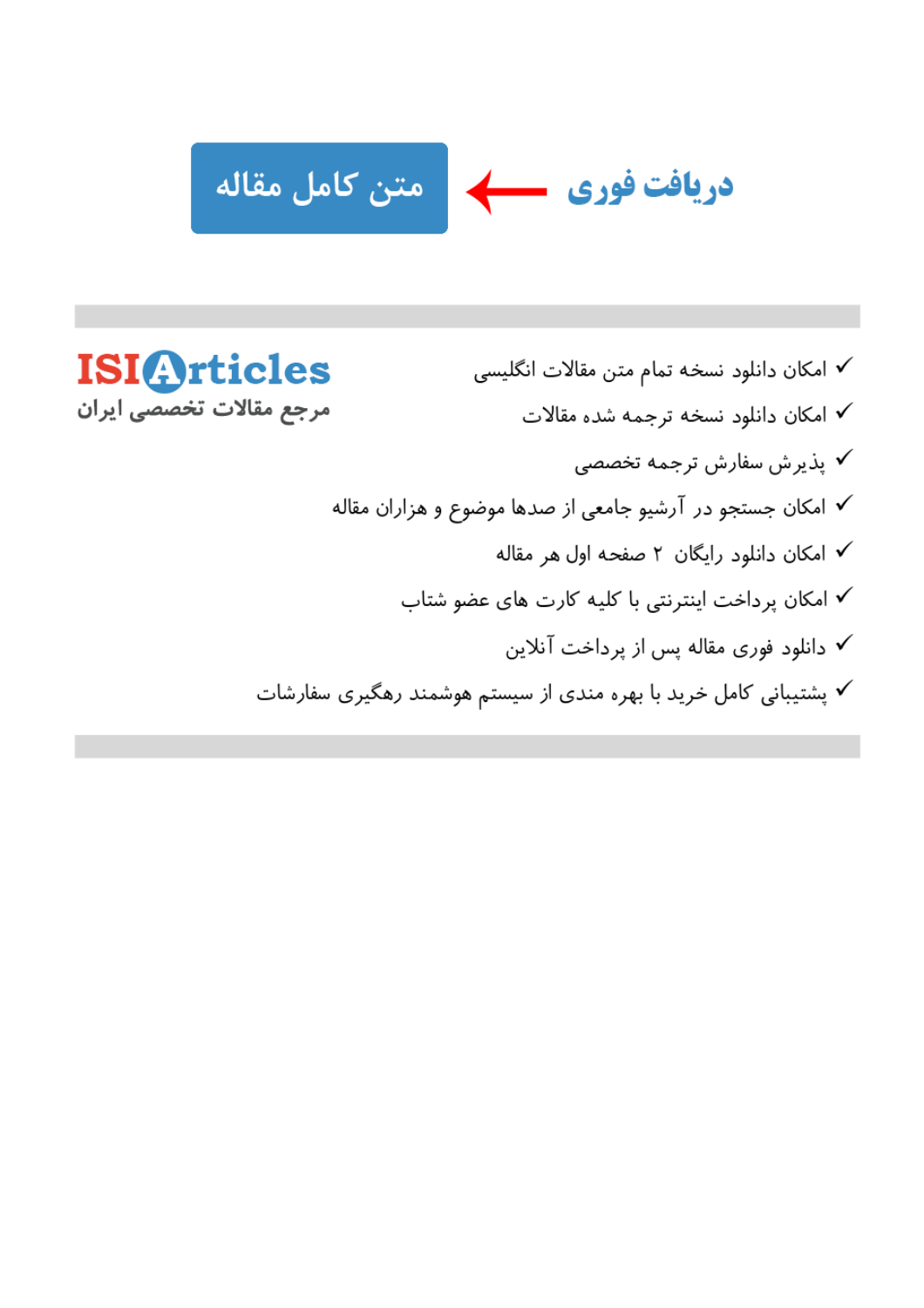دریافت فوری ← متن کامل مقاله

**ISIArticles**
مرجع مقالات تخصصی ایران

- ✓ امکان دانلود نسخه تمام متن مقالات انگلیسی
- ✓ امکان دانلود نسخه ترجمه شده مقالات
- ✓ پذیرش سفارش ترجمه تخصصی
- ✓ امکان جستجو در آرشیو جامعی از صدها موضوع و هزاران مقاله
- ✓ امکان دانلود رایگان ۲ صفحه اول هر مقاله
- ✓ امکان پرداخت اینترنتی با کلیه کارت های عضو شتاب
- ✓ دانلود فوری مقاله پس از پرداخت آنلاین
- ✓ پشتیبانی کامل خرید با بهره مندی از سیستم هوشمند رهگیری سفارشات